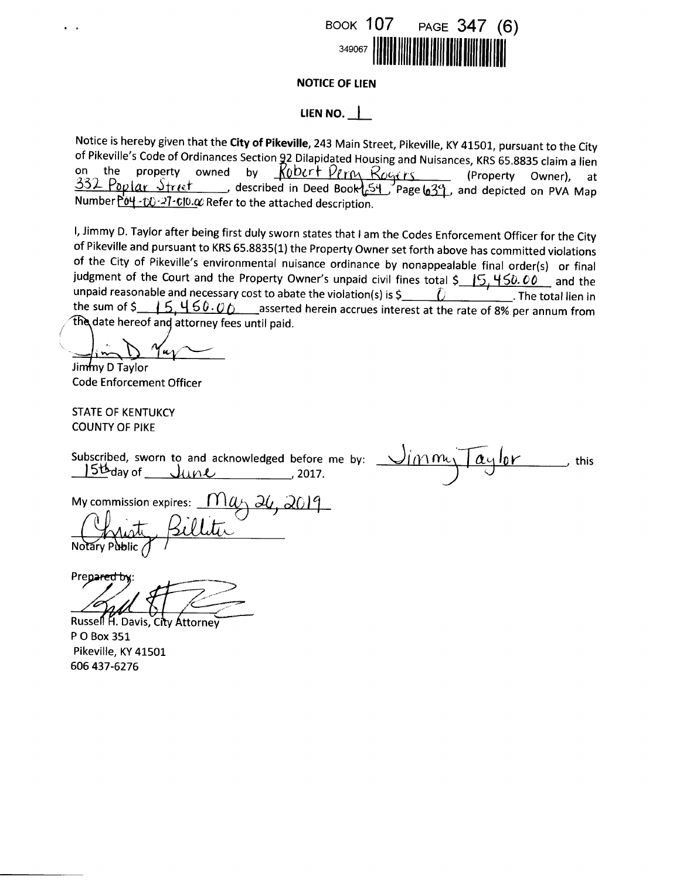BOOK 107 PAGE 347 (6)

349067

**NOTICE OF LIEN**

**LIEN NO.** 1

Notice is hereby given that the **City of Pikeville**, 243 Main Street, Pikeville, KY 41501, pursuant to the City of Pikeville's Code of Ordinances Section 92 Dilapidated Housing and Nuisances, KRS 65.8835 claim a lien on the property owned by Robert Perry Rogers (Property Owner), at 332 Poplar Street, described in Deed Book 654, Page 639, and depicted on PVA Map Number P04-00-27-010.00 Refer to the attached description.

I, Jimmy D. Taylor after being first duly sworn states that I am the Codes Enforcement Officer for the City of Pikeville and pursuant to KRS 65.8835(1) the Property Owner set forth above has committed violations of the City of Pikeville's environmental nuisance ordinance by nonappealable final order(s) or final judgment of the Court and the Property Owner's unpaid civil fines total $ 15,450.00 and the unpaid reasonable and necessary cost to abate the violation(s) is $ 0. The total lien in the sum of $ 15,450.00 asserted herein accrues interest at the rate of 8% per annum from the date hereof and attorney fees until paid.

Jimmy D Taylor
Code Enforcement Officer

STATE OF KENTUKCY
COUNTY OF PIKE

Subscribed, sworn to and acknowledged before me by: Jimmy Taylor, this 15th day of June, 2017.

My commission expires: May 26, 2019

Christy Billiter
Notary Public

Prepared by:

Russell H. Davis, City Attorney
P O Box 351
Pikeville, KY 41501
606 437-6276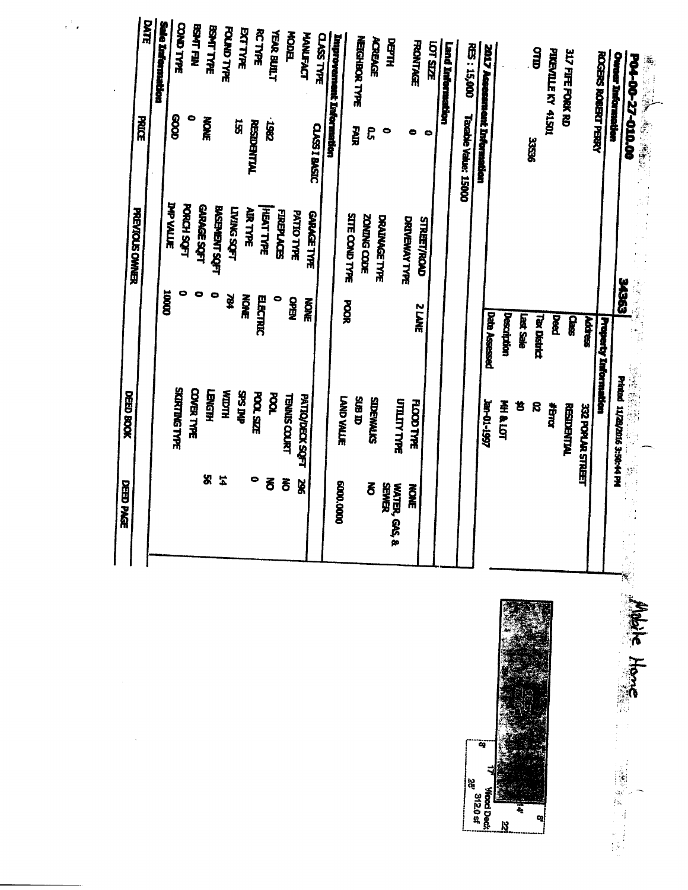# P04-00-27-010.00 — 34363

Printed 11/28/2016 3:50:44 PM

## Owner Information

ROGERS ROBERT PERRY

317 FIFE FORK RD

PIKEVILLE KY 41501

OTID 33536

## Property Information

| | |
|---|---|
| Address | 332 POPLAR STREET |
| Class | RESIDENTIAL |
| Deed | #Error |
| Tax District | 02 |
| Last Sale | $0 |
| Description | MH & LOT |
| Date Assessed | Jan-01-1997 |

## 2017 Assessment Information

RES : 15,000 Taxable Value: 15000

## Land Information

| | | | | | |
|---|---|---|---|---|---|
| LOT SIZE | 0 | STREET/ROAD | 2 LANE | FLOOD TYPE | NONE |
| FRONTAGE | 0 | DRIVEWAY TYPE | | UTILITY TYPE | WATER, GAS, & SEWER |
| DEPTH | 0 | DRAINAGE TYPE | | SIDEWALKS | NO |
| ACREAGE | 0.5 | ZONING CODE | | SUB ID | |
| NEIGHBOR TYPE | FAIR | SITE COND TYPE | POOR | LAND VALUE | 6000.0000 |

## Improvement Information

| | | | | | |
|---|---|---|---|---|---|
| CLASS TYPE | CLASS I BASIC | GARAGE TYPE | NONE | PATIO/DECK SQFT | 296 |
| MANUFACT | | PATIO TYPE | OPEN | TENNIS COURT | NO |
| MODEL | | FIREPLACES | 0 | POOL | NO |
| YEAR BUILT | 1982 | HEAT TYPE | ELECTRIC | POOL SIZE | 0 |
| RC TYPE | RESIDENTIAL | AIR TYPE | NONE | SPS IMP | |
| EXT TYPE | 155 | LIVING SQFT | 784 | WIDTH | 14 |
| FOUND TYPE | | BASEMENT SQFT | 0 | LENGTH | 56 |
| BSMT TYPE | NONE | GARAGE SQFT | 0 | COVER TYPE | |
| BSMT FIN | 0 | PORCH SQFT | 0 | SKIRTING TYPE | |
| COND TYPE | GOOD | IMP VALUE | 10000 | | |

## Sale Information

| DATE | PRICE | PREVIOUS OWNER | DEED BOOK | DEED PAGE |
|---|---|---|---|---|

Mobile Home

17' 8' Wood Deck 14' 22' 8' 25' 312.0 sf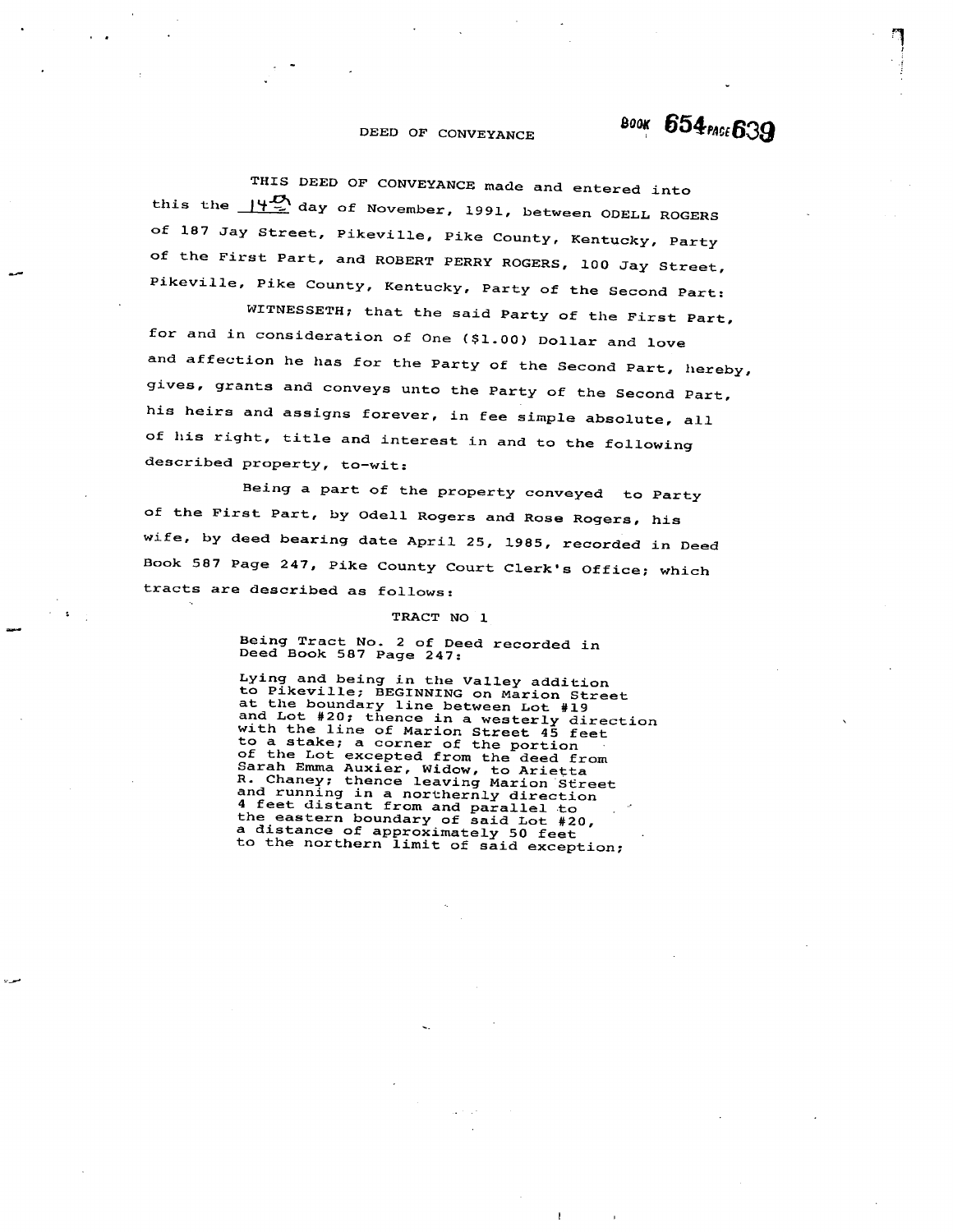# DEED OF CONVEYANCE

BOOK 654 PAGE 639

THIS DEED OF CONVEYANCE made and entered into this the 14th day of November, 1991, between ODELL ROGERS of 187 Jay Street, Pikeville, Pike County, Kentucky, Party of the First Part, and ROBERT PERRY ROGERS, 100 Jay Street, Pikeville, Pike County, Kentucky, Party of the Second Part:

WITNESSETH; that the said Party of the First Part, for and in consideration of One ($1.00) Dollar and love and affection he has for the Party of the Second Part, hereby, gives, grants and conveys unto the Party of the Second Part, his heirs and assigns forever, in fee simple absolute, all of his right, title and interest in and to the following described property, to-wit:

Being a part of the property conveyed to Party of the First Part, by Odell Rogers and Rose Rogers, his wife, by deed bearing date April 25, 1985, recorded in Deed Book 587 Page 247, Pike County Court Clerk's Office; which tracts are described as follows:

TRACT NO 1

Being Tract No. 2 of Deed recorded in Deed Book 587 Page 247:

Lying and being in the Valley addition to Pikeville; BEGINNING on Marion Street at the boundary line between Lot #19 and Lot #20; thence in a westerly direction with the line of Marion Street 45 feet to a stake; a corner of the portion of the Lot excepted from the deed from Sarah Emma Auxier, Widow, to Arietta R. Chaney; thence leaving Marion Street and running in a northernly direction 4 feet distant from and parallel to the eastern boundary of said Lot #20, a distance of approximately 50 feet to the northern limit of said exception;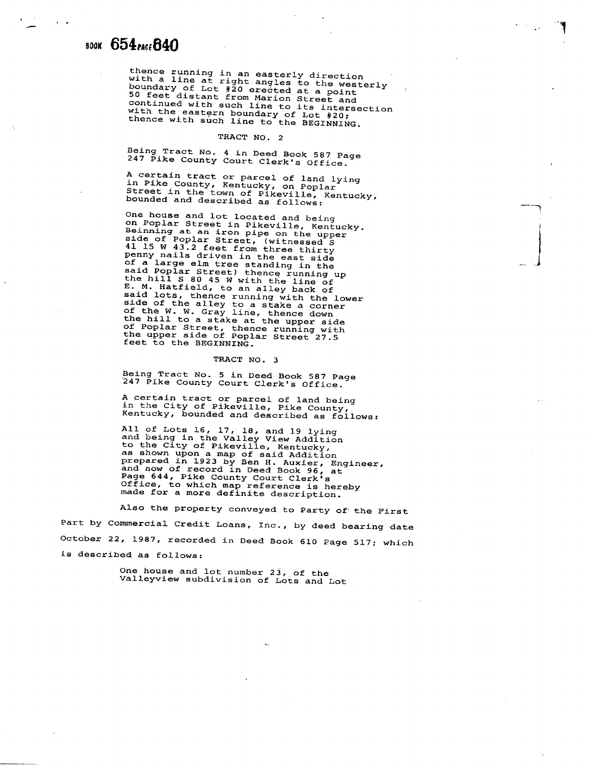thence running in an easterly direction with a line at right angles to the westerly boundary of Lot #20 erected at a point 50 feet distant from Marion Street and continued with such line to its intersection with the eastern boundary of Lot #20; thence with such line to the BEGINNING.

TRACT NO. 2

Being Tract No. 4 in Deed Book 587 Page 247 Pike County Court Clerk's Office.

A certain tract or parcel of land lying in Pike County, Kentucky, on Poplar Street in the town of Pikeville, Kentucky, bounded and described as follows:

One house and lot located and being on Poplar Street in Pikeville, Kentucky. Beinning at an iron pipe on the upper side of Poplar Street, (witnessed S 41 15 W 43.2 feet from three thirty penny nails driven in the east side of a large elm tree standing in the said Poplar Street) thence running up the hill S 80 45 W with the line of E. M. Hatfield, to an alley back of said lots, thence running with the lower side of the alley to a stake a corner of the W. W. Gray line, thence down the hill to a stake at the upper side of Poplar Street, thence running with the upper side of Poplar Street 27.5 feet to the BEGINNING.

TRACT NO. 3

Being Tract No. 5 in Deed Book 587 Page 247 Pike County Court Clerk's Office.

A certain tract or parcel of land being in the City of Pikeville, Pike County, Kentucky, bounded and described as follows:

All of Lots 16, 17, 18, and 19 lying and being in the Valley View Addition to the City of Pikeville, Kentucky, as shown upon a map of said Addition prepared in 1923 by Ben H. Auxier, Engineer, and now of record in Deed Book 96, at Page 644, Pike County Court Clerk's Office, to which map reference is hereby made for a more definite description.

Also the property conveyed to Party of the First Part by Commercial Credit Loans, Inc., by deed bearing date October 22, 1987, recorded in Deed Book 610 Page 517; which is described as follows:

One house and lot number 23, of the Valleyview subdivision of Lots and Lot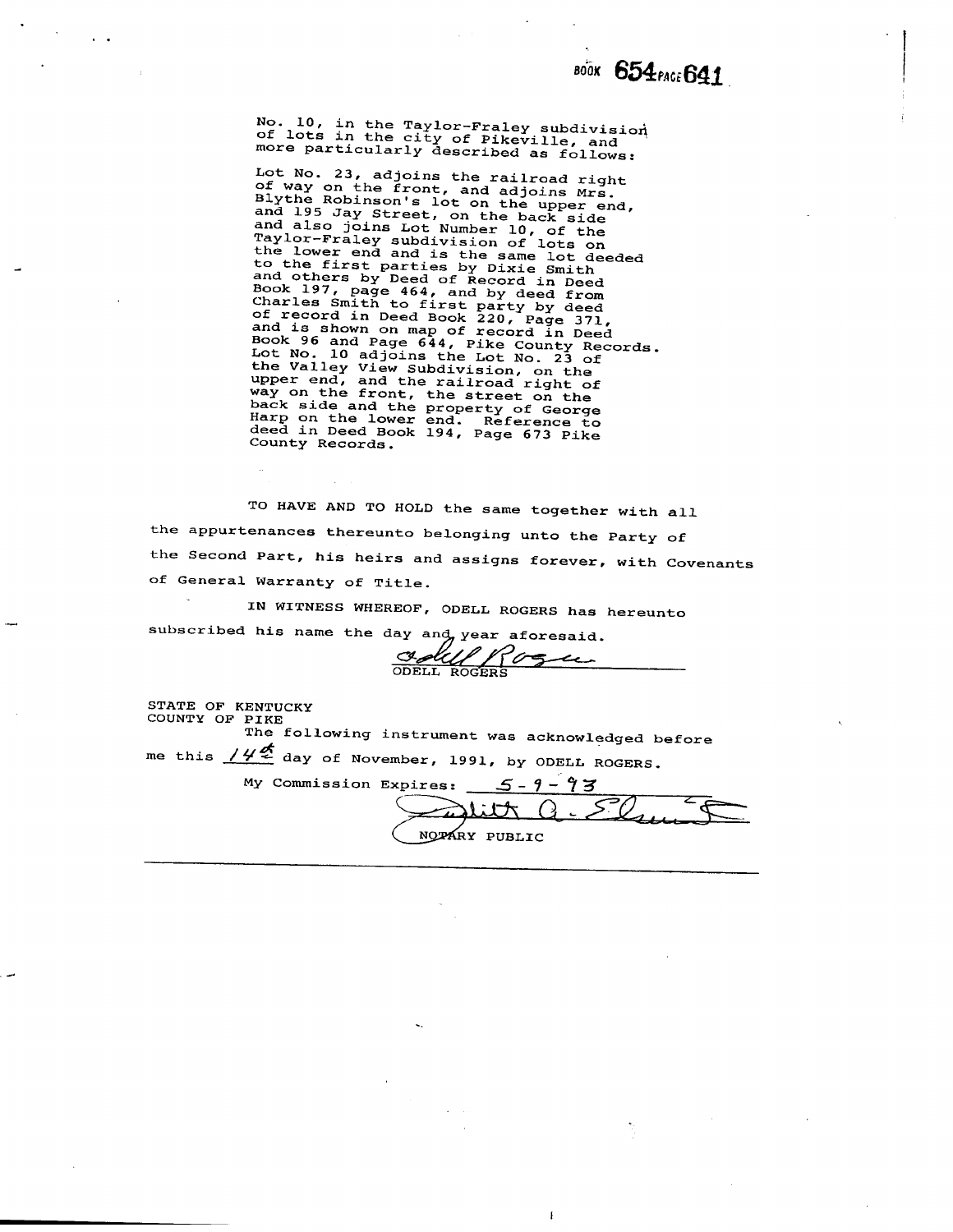No. 10, in the Taylor-Fraley subdivision of lots in the city of Pikeville, and more particularly described as follows:

Lot No. 23, adjoins the railroad right of way on the front, and adjoins Mrs. Blythe Robinson's lot on the upper end, and 195 Jay Street, on the back side and also joins Lot Number 10, of the Taylor-Fraley subdivision of lots on the lower end and is the same lot deeded to the first parties by Dixie Smith and others by Deed of Record in Deed Book 197, page 464, and by deed from Charles Smith to first party by deed of record in Deed Book 220, Page 371, and is shown on map of record in Deed Book 96 and Page 644, Pike County Records. Lot No. 10 adjoins the Lot No. 23 of the Valley View Subdivision, on the upper end, and the railroad right of way on the front, the street on the back side and the property of George Harp on the lower end. Reference to deed in Deed Book 194, Page 673 Pike County Records.

TO HAVE AND TO HOLD the same together with all the appurtenances thereunto belonging unto the Party of the Second Part, his heirs and assigns forever, with Covenants of General Warranty of Title.

IN WITNESS WHEREOF, ODELL ROGERS has hereunto subscribed his name the day and year aforesaid.

ODELL ROGERS

STATE OF KENTUCKY
COUNTY OF PIKE

The following instrument was acknowledged before me this 14th day of November, 1991, by ODELL ROGERS.

My Commission Expires: 5-9-93

NOTARY PUBLIC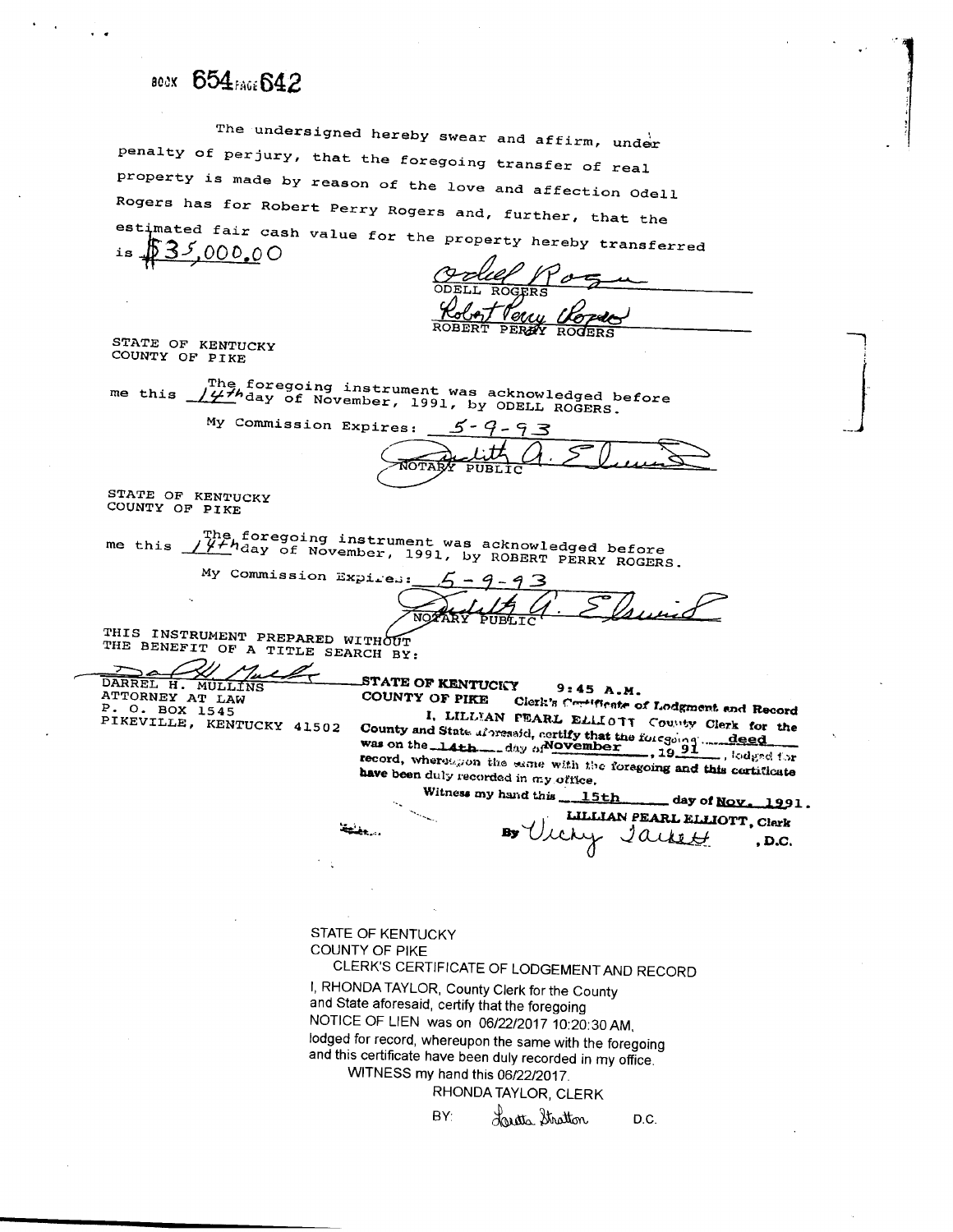BOOK 654 PAGE 642

The undersigned hereby swear and affirm, under penalty of perjury, that the foregoing transfer of real property is made by reason of the love and affection Odell Rogers has for Robert Perry Rogers and, further, that the estimated fair cash value for the property hereby transferred is $35,000.00

Odell Rogers
ODELL ROGERS

Robert Perry Rogers
ROBERT PERRY ROGERS

STATE OF KENTUCKY
COUNTY OF PIKE

The foregoing instrument was acknowledged before me this 14th day of November, 1991, by ODELL ROGERS.

My Commission Expires: 5-9-93

Judith A. Elswick
NOTARY PUBLIC

STATE OF KENTUCKY
COUNTY OF PIKE

The foregoing instrument was acknowledged before me this 14th day of November, 1991, by ROBERT PERRY ROGERS.

My Commission Expires: 5-9-93

Judith A. Elswick
NOTARY PUBLIC

THIS INSTRUMENT PREPARED WITHOUT THE BENEFIT OF A TITLE SEARCH BY:

Darrel H. Mullins
DARREL H. MULLINS
ATTORNEY AT LAW
P. O. BOX 1545
PIKEVILLE, KENTUCKY 41502

**STATE OF KENTUCKY** 9:45 A.M.
**COUNTY OF PIKE** Clerk's Certificate of Lodgment and Record

I, LILLIAN PEARL ELLIOTT County Clerk for the County and State aforesaid, certify that the foregoing deed was on the 14th day of November, 1991, lodged for record, whereupon the same with the foregoing and this certificate have been duly recorded in my office.

Witness my hand this 15th day of Nov. 1991.

LILLIAN PEARL ELLIOTT, Clerk
By Vicky Jarrett, D.C.

STATE OF KENTUCKY
COUNTY OF PIKE
CLERK'S CERTIFICATE OF LODGEMENT AND RECORD

I, RHONDA TAYLOR, County Clerk for the County and State aforesaid, certify that the foregoing NOTICE OF LIEN was on 06/22/2017 10:20:30 AM, lodged for record, whereupon the same with the foregoing and this certificate have been duly recorded in my office.

WITNESS my hand this 06/22/2017.

RHONDA TAYLOR, CLERK

BY: Loretta Stratton D.C.